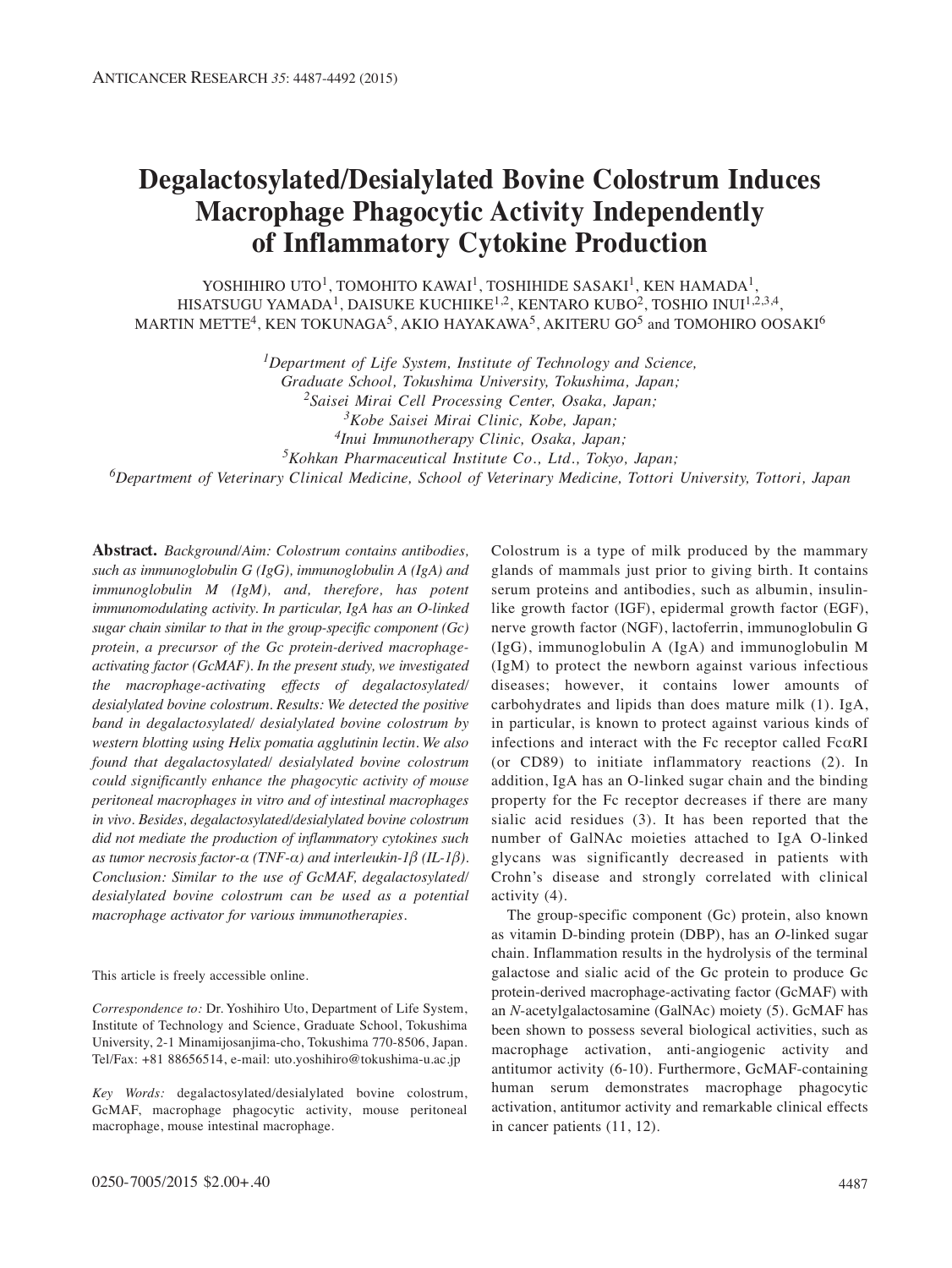# Degalactosylated/Desialylated Bovine Colostrum Induces Macrophage Phagocytic Activity Independently of Inflammatory Cytokine Production

YOSHIHIRO UTO[1], TOMOHITO KAWAI[1], TOSHIHIDE SASAKI[1], KEN HAMADA[1], HISATSUGU YAMADA[1], DAISUKE KUCHIIKE[1,2], KENTARO KUBO[2], TOSHIO INUI[1,2,3,4], MARTIN METTE[4], KEN TOKUNAGA[5], AKIO HAYAKAWA[5], AKITERU GO[5] and TOMOHIRO OOSAKI[6]

[1]*Department of Life System, Institute of Technology and Science, Graduate School, Tokushima University, Tokushima, Japan;*
[2]*Saisei Mirai Cell Processing Center, Osaka, Japan;*
[3]*Kobe Saisei Mirai Clinic, Kobe, Japan;*
[4]*Inui Immunotherapy Clinic, Osaka, Japan;*
[5]*Kohkan Pharmaceutical Institute Co., Ltd., Tokyo, Japan;*
[6]*Department of Veterinary Clinical Medicine, School of Veterinary Medicine, Tottori University, Tottori, Japan*

**Abstract.** *Background/Aim: Colostrum contains antibodies, such as immunoglobulin G (IgG), immunoglobulin A (IgA) and immunoglobulin M (IgM), and, therefore, has potent immunomodulating activity. In particular, IgA has an O-linked sugar chain similar to that in the group-specific component (Gc) protein, a precursor of the Gc protein-derived macrophage-activating factor (GcMAF). In the present study, we investigated the macrophage-activating effects of degalactosylated/desialylated bovine colostrum. Results: We detected the positive band in degalactosylated/ desialylated bovine colostrum by western blotting using Helix pomatia agglutinin lectin. We also found that degalactosylated/ desialylated bovine colostrum could significantly enhance the phagocytic activity of mouse peritoneal macrophages in vitro and of intestinal macrophages in vivo. Besides, degalactosylated/desialylated bovine colostrum did not mediate the production of inflammatory cytokines such as tumor necrosis factor-α (TNF-α) and interleukin-1β (IL-1β). Conclusion: Similar to the use of GcMAF, degalactosylated/ desialylated bovine colostrum can be used as a potential macrophage activator for various immunotherapies.*

This article is freely accessible online.

*Correspondence to:* Dr. Yoshihiro Uto, Department of Life System, Institute of Technology and Science, Graduate School, Tokushima University, 2-1 Minamijosanjima-cho, Tokushima 770-8506, Japan. Tel/Fax: +81 88656514, e-mail: uto.yoshihiro@tokushima-u.ac.jp

*Key Words:* degalactosylated/desialylated bovine colostrum, GcMAF, macrophage phagocytic activity, mouse peritoneal macrophage, mouse intestinal macrophage.

Colostrum is a type of milk produced by the mammary glands of mammals just prior to giving birth. It contains serum proteins and antibodies, such as albumin, insulin-like growth factor (IGF), epidermal growth factor (EGF), nerve growth factor (NGF), lactoferrin, immunoglobulin G (IgG), immunoglobulin A (IgA) and immunoglobulin M (IgM) to protect the newborn against various infectious diseases; however, it contains lower amounts of carbohydrates and lipids than does mature milk (1). IgA, in particular, is known to protect against various kinds of infections and interact with the Fc receptor called FcαRI (or CD89) to initiate inflammatory reactions (2). In addition, IgA has an O-linked sugar chain and the binding property for the Fc receptor decreases if there are many sialic acid residues (3). It has been reported that the number of GalNAc moieties attached to IgA O-linked glycans was significantly decreased in patients with Crohn's disease and strongly correlated with clinical activity (4).

The group-specific component (Gc) protein, also known as vitamin D-binding protein (DBP), has an *O*-linked sugar chain. Inflammation results in the hydrolysis of the terminal galactose and sialic acid of the Gc protein to produce Gc protein-derived macrophage-activating factor (GcMAF) with an *N*-acetylgalactosamine (GalNAc) moiety (5). GcMAF has been shown to possess several biological activities, such as macrophage activation, anti-angiogenic activity and antitumor activity (6-10). Furthermore, GcMAF-containing human serum demonstrates macrophage phagocytic activation, antitumor activity and remarkable clinical effects in cancer patients (11, 12).

0250-7005/2015 $2.00+.40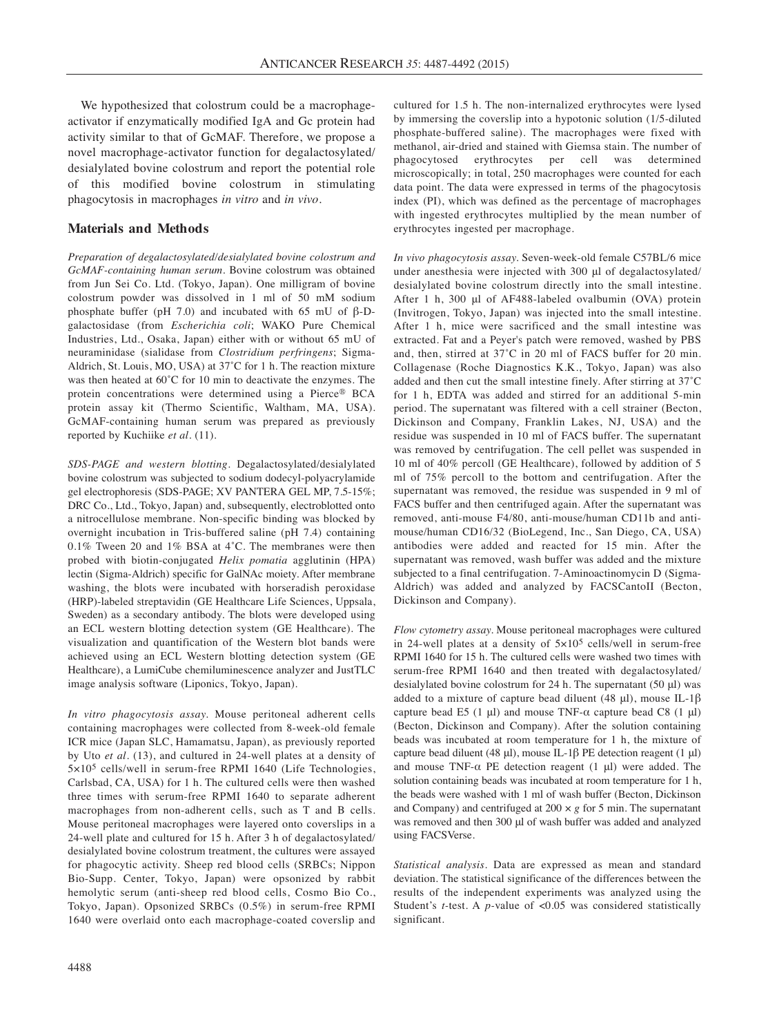We hypothesized that colostrum could be a macrophage-activator if enzymatically modified IgA and Gc protein had activity similar to that of GcMAF. Therefore, we propose a novel macrophage-activator function for degalactosylated/desialylated bovine colostrum and report the potential role of this modified bovine colostrum in stimulating phagocytosis in macrophages *in vitro* and *in vivo*.

## Materials and Methods

*Preparation of degalactosylated/desialylated bovine colostrum and GcMAF-containing human serum.* Bovine colostrum was obtained from Jun Sei Co. Ltd. (Tokyo, Japan). One milligram of bovine colostrum powder was dissolved in 1 ml of 50 mM sodium phosphate buffer (pH 7.0) and incubated with 65 mU of β-D-galactosidase (from *Escherichia coli*; WAKO Pure Chemical Industries, Ltd., Osaka, Japan) either with or without 65 mU of neuraminidase (sialidase from *Clostridium perfringens*; Sigma-Aldrich, St. Louis, MO, USA) at 37˚C for 1 h. The reaction mixture was then heated at 60˚C for 10 min to deactivate the enzymes. The protein concentrations were determined using a Pierce® BCA protein assay kit (Thermo Scientific, Waltham, MA, USA). GcMAF-containing human serum was prepared as previously reported by Kuchiike *et al*. (11).

*SDS-PAGE and western blotting.* Degalactosylated/desialylated bovine colostrum was subjected to sodium dodecyl-polyacrylamide gel electrophoresis (SDS-PAGE; XV PANTERA GEL MP, 7.5-15%; DRC Co., Ltd., Tokyo, Japan) and, subsequently, electroblotted onto a nitrocellulose membrane. Non-specific binding was blocked by overnight incubation in Tris-buffered saline (pH 7.4) containing 0.1% Tween 20 and 1% BSA at 4˚C. The membranes were then probed with biotin-conjugated *Helix pomatia* agglutinin (HPA) lectin (Sigma-Aldrich) specific for GalNAc moiety. After membrane washing, the blots were incubated with horseradish peroxidase (HRP)-labeled streptavidin (GE Healthcare Life Sciences, Uppsala, Sweden) as a secondary antibody. The blots were developed using an ECL western blotting detection system (GE Healthcare). The visualization and quantification of the Western blot bands were achieved using an ECL Western blotting detection system (GE Healthcare), a LumiCube chemiluminescence analyzer and JustTLC image analysis software (Liponics, Tokyo, Japan).

*In vitro phagocytosis assay.* Mouse peritoneal adherent cells containing macrophages were collected from 8-week-old female ICR mice (Japan SLC, Hamamatsu, Japan), as previously reported by Uto *et al*. (13), and cultured in 24-well plates at a density of $5\times10^5$ cells/well in serum-free RPMI 1640 (Life Technologies, Carlsbad, CA, USA) for 1 h. The cultured cells were then washed three times with serum-free RPMI 1640 to separate adherent macrophages from non-adherent cells, such as T and B cells. Mouse peritoneal macrophages were layered onto coverslips in a 24-well plate and cultured for 15 h. After 3 h of degalactosylated/desialylated bovine colostrum treatment, the cultures were assayed for phagocytic activity. Sheep red blood cells (SRBCs; Nippon Bio-Supp. Center, Tokyo, Japan) were opsonized by rabbit hemolytic serum (anti-sheep red blood cells, Cosmo Bio Co., Tokyo, Japan). Opsonized SRBCs (0.5%) in serum-free RPMI 1640 were overlaid onto each macrophage-coated coverslip and cultured for 1.5 h. The non-internalized erythrocytes were lysed by immersing the coverslip into a hypotonic solution (1/5-diluted phosphate-buffered saline). The macrophages were fixed with methanol, air-dried and stained with Giemsa stain. The number of phagocytosed erythrocytes per cell was determined microscopically; in total, 250 macrophages were counted for each data point. The data were expressed in terms of the phagocytosis index (PI), which was defined as the percentage of macrophages with ingested erythrocytes multiplied by the mean number of erythrocytes ingested per macrophage.

*In vivo phagocytosis assay.* Seven-week-old female C57BL/6 mice under anesthesia were injected with 300 μl of degalactosylated/desialylated bovine colostrum directly into the small intestine. After 1 h, 300 μl of AF488-labeled ovalbumin (OVA) protein (Invitrogen, Tokyo, Japan) was injected into the small intestine. After 1 h, mice were sacrificed and the small intestine was extracted. Fat and a Peyer's patch were removed, washed by PBS and, then, stirred at 37˚C in 20 ml of FACS buffer for 20 min. Collagenase (Roche Diagnostics K.K., Tokyo, Japan) was also added and then cut the small intestine finely. After stirring at 37˚C for 1 h, EDTA was added and stirred for an additional 5-min period. The supernatant was filtered with a cell strainer (Becton, Dickinson and Company, Franklin Lakes, NJ, USA) and the residue was suspended in 10 ml of FACS buffer. The supernatant was removed by centrifugation. The cell pellet was suspended in 10 ml of 40% percoll (GE Healthcare), followed by addition of 5 ml of 75% percoll to the bottom and centrifugation. After the supernatant was removed, the residue was suspended in 9 ml of FACS buffer and then centrifuged again. After the supernatant was removed, anti-mouse F4/80, anti-mouse/human CD11b and anti-mouse/human CD16/32 (BioLegend, Inc., San Diego, CA, USA) antibodies were added and reacted for 15 min. After the supernatant was removed, wash buffer was added and the mixture subjected to a final centrifugation. 7-Aminoactinomycin D (Sigma-Aldrich) was added and analyzed by FACSCantoII (Becton, Dickinson and Company).

*Flow cytometry assay.* Mouse peritoneal macrophages were cultured in 24-well plates at a density of $5\times10^5$ cells/well in serum-free RPMI 1640 for 15 h. The cultured cells were washed two times with serum-free RPMI 1640 and then treated with degalactosylated/desialylated bovine colostrum for 24 h. The supernatant (50 μl) was added to a mixture of capture bead diluent (48 μl), mouse IL-1β capture bead E5 (1 μl) and mouse TNF-α capture bead C8 (1 μl) (Becton, Dickinson and Company). After the solution containing beads was incubated at room temperature for 1 h, the mixture of capture bead diluent (48 μl), mouse IL-1β PE detection reagent (1 μl) and mouse TNF-α PE detection reagent (1 μl) were added. The solution containing beads was incubated at room temperature for 1 h, the beads were washed with 1 ml of wash buffer (Becton, Dickinson and Company) and centrifuged at $200\times g$ for 5 min. The supernatant was removed and then 300 μl of wash buffer was added and analyzed using FACSVerse.

*Statistical analysis.* Data are expressed as mean and standard deviation. The statistical significance of the differences between the results of the independent experiments was analyzed using the Student's *t*-test. A $p$-value of $<0.05$ was considered statistically significant.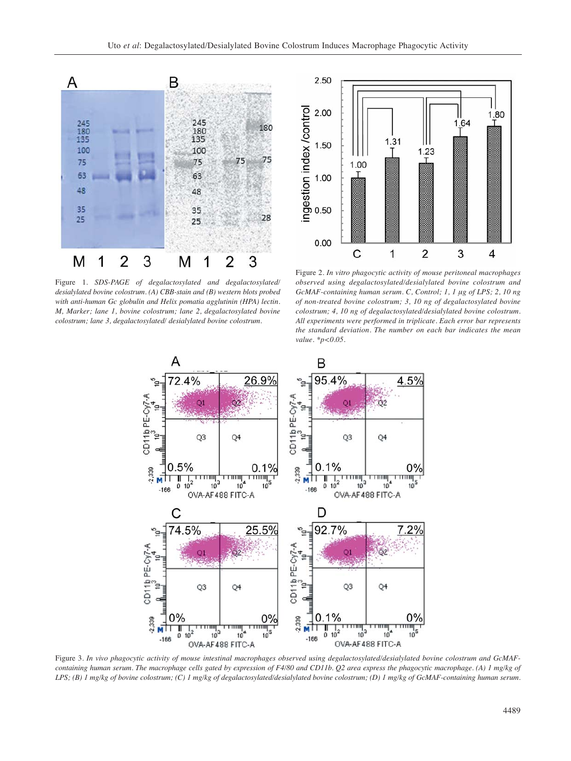Figure 1. *SDS-PAGE of degalactosylated and degalactosylated/desialylated bovine colostrum. (A) CBB-stain and (B) western blots probed with anti-human Gc globulin and Helix pomatia agglutinin (HPA) lectin. M, Marker; lane 1, bovine colostrum; lane 2, degalactosylated bovine colostrum; lane 3, degalactosylated/ desialylated bovine colostrum.*

Figure 2. *In vitro phagocytic activity of mouse peritoneal macrophages observed using degalactosylated/desialylated bovine colostrum and GcMAF-containing human serum. C, Control; 1, 1 μg of LPS; 2, 10 ng of non-treated bovine colostrum; 3, 10 ng of degalactosylated bovine colostrum; 4, 10 ng of degalactosylated/desialylated bovine colostrum. All experiments were performed in triplicate. Each error bar represents the standard deviation. The number on each bar indicates the mean value. \*$p<0.05$.*

Figure 3. *In vivo phagocytic activity of mouse intestinal macrophages observed using degalactosylated/desialylated bovine colostrum and GcMAF-containing human serum. The macrophage cells gated by expression of F4/80 and CD11b. Q2 area express the phagocytic macrophage. (A) 1 mg/kg of LPS; (B) 1 mg/kg of bovine colostrum; (C) 1 mg/kg of degalactosylated/desialylated bovine colostrum; (D) 1 mg/kg of GcMAF-containing human serum.*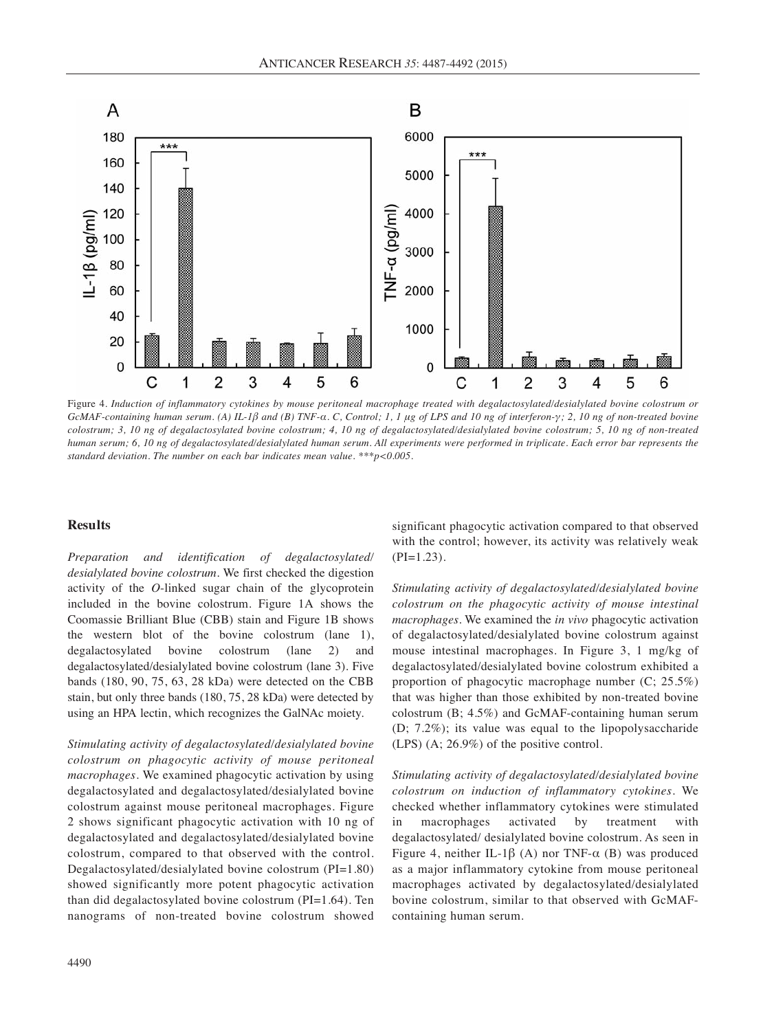Figure 4. *Induction of inflammatory cytokines by mouse peritoneal macrophage treated with degalactosylated/desialylated bovine colostrum or GcMAF-containing human serum. (A) IL-1β and (B) TNF-α. C, Control; 1, 1 μg of LPS and 10 ng of interferon-γ; 2, 10 ng of non-treated bovine colostrum; 3, 10 ng of degalactosylated bovine colostrum; 4, 10 ng of degalactosylated/desialylated bovine colostrum; 5, 10 ng of non-treated human serum; 6, 10 ng of degalactosylated/desialylated human serum. All experiments were performed in triplicate. Each error bar represents the standard deviation. The number on each bar indicates mean value. ***p<0.005.*

## Results

*Preparation and identification of degalactosylated/desialylated bovine colostrum.* We first checked the digestion activity of the *O*-linked sugar chain of the glycoprotein included in the bovine colostrum. Figure 1A shows the Coomassie Brilliant Blue (CBB) stain and Figure 1B shows the western blot of the bovine colostrum (lane 1), degalactosylated bovine colostrum (lane 2) and degalactosylated/desialylated bovine colostrum (lane 3). Five bands (180, 90, 75, 63, 28 kDa) were detected on the CBB stain, but only three bands (180, 75, 28 kDa) were detected by using an HPA lectin, which recognizes the GalNAc moiety.

*Stimulating activity of degalactosylated/desialylated bovine colostrum on phagocytic activity of mouse peritoneal macrophages.* We examined phagocytic activation by using degalactosylated and degalactosylated/desialylated bovine colostrum against mouse peritoneal macrophages. Figure 2 shows significant phagocytic activation with 10 ng of degalactosylated and degalactosylated/desialylated bovine colostrum, compared to that observed with the control. Degalactosylated/desialylated bovine colostrum (PI=1.80) showed significantly more potent phagocytic activation than did degalactosylated bovine colostrum (PI=1.64). Ten nanograms of non-treated bovine colostrum showed significant phagocytic activation compared to that observed with the control; however, its activity was relatively weak (PI=1.23).

*Stimulating activity of degalactosylated/desialylated bovine colostrum on the phagocytic activity of mouse intestinal macrophages.* We examined the *in vivo* phagocytic activation of degalactosylated/desialylated bovine colostrum against mouse intestinal macrophages. In Figure 3, 1 mg/kg of degalactosylated/desialylated bovine colostrum exhibited a proportion of phagocytic macrophage number (C; 25.5%) that was higher than those exhibited by non-treated bovine colostrum (B; 4.5%) and GcMAF-containing human serum (D; 7.2%); its value was equal to the lipopolysaccharide (LPS) (A; 26.9%) of the positive control.

*Stimulating activity of degalactosylated/desialylated bovine colostrum on induction of inflammatory cytokines.* We checked whether inflammatory cytokines were stimulated in macrophages activated by treatment with degalactosylated/ desialylated bovine colostrum. As seen in Figure 4, neither IL-1β (A) nor TNF-α (B) was produced as a major inflammatory cytokine from mouse peritoneal macrophages activated by degalactosylated/desialylated bovine colostrum, similar to that observed with GcMAF-containing human serum.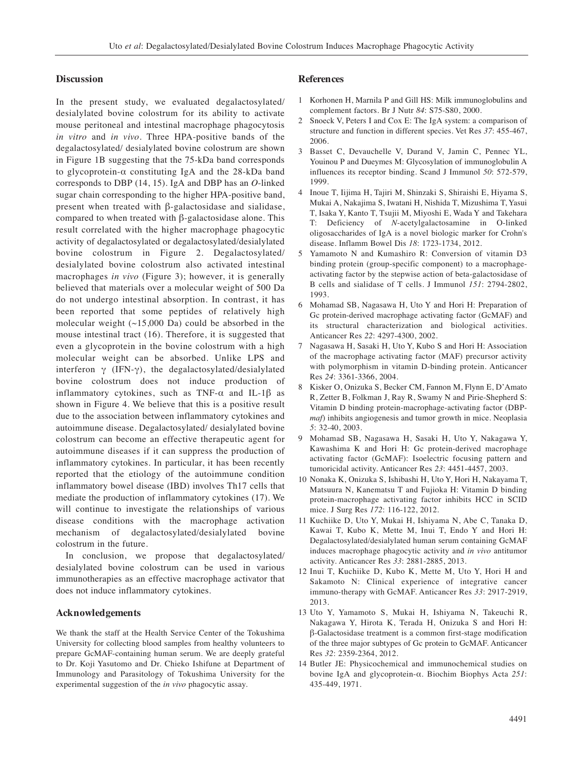## Discussion

In the present study, we evaluated degalactosylated/desialylated bovine colostrum for its ability to activate mouse peritoneal and intestinal macrophage phagocytosis *in vitro* and *in vivo*. Three HPA-positive bands of the degalactosylated/ desialylated bovine colostrum are shown in Figure 1B suggesting that the 75-kDa band corresponds to glycoprotein-α constituting IgA and the 28-kDa band corresponds to DBP (14, 15). IgA and DBP has an *O*-linked sugar chain corresponding to the higher HPA-positive band, present when treated with β-galactosidase and sialidase, compared to when treated with β-galactosidase alone. This result correlated with the higher macrophage phagocytic activity of degalactosylated or degalactosylated/desialylated bovine colostrum in Figure 2. Degalactosylated/desialylated bovine colostrum also activated intestinal macrophages *in vivo* (Figure 3); however, it is generally believed that materials over a molecular weight of 500 Da do not undergo intestinal absorption. In contrast, it has been reported that some peptides of relatively high molecular weight (~15,000 Da) could be absorbed in the mouse intestinal tract (16). Therefore, it is suggested that even a glycoprotein in the bovine colostrum with a high molecular weight can be absorbed. Unlike LPS and interferon γ (IFN-γ), the degalactosylated/desialylated bovine colostrum does not induce production of inflammatory cytokines, such as TNF-α and IL-1β as shown in Figure 4. We believe that this is a positive result due to the association between inflammatory cytokines and autoimmune disease. Degalactosylated/ desialylated bovine colostrum can become an effective therapeutic agent for autoimmune diseases if it can suppress the production of inflammatory cytokines. In particular, it has been recently reported that the etiology of the autoimmune condition inflammatory bowel disease (IBD) involves Th17 cells that mediate the production of inflammatory cytokines (17). We will continue to investigate the relationships of various disease conditions with the macrophage activation mechanism of degalactosylated/desialylated bovine colostrum in the future.

In conclusion, we propose that degalactosylated/desialylated bovine colostrum can be used in various immunotherapies as an effective macrophage activator that does not induce inflammatory cytokines.

## Acknowledgements

We thank the staff at the Health Service Center of the Tokushima University for collecting blood samples from healthy volunteers to prepare GcMAF-containing human serum. We are deeply grateful to Dr. Koji Yasutomo and Dr. Chieko Ishifune at Department of Immunology and Parasitology of Tokushima University for the experimental suggestion of the *in vivo* phagocytic assay.

## References

1. Korhonen H, Marnila P and Gill HS: Milk immunoglobulins and complement factors. Br J Nutr *84*: S75-S80, 2000.
2. Snoeck V, Peters I and Cox E: The IgA system: a comparison of structure and function in different species. Vet Res *37*: 455-467, 2006.
3. Basset C, Devauchelle V, Durand V, Jamin C, Pennec YL, Youinou P and Dueymes M: Glycosylation of immunoglobulin A influences its receptor binding. Scand J Immunol *50*: 572-579, 1999.
4. Inoue T, Iijima H, Tajiri M, Shinzaki S, Shiraishi E, Hiyama S, Mukai A, Nakajima S, Iwatani H, Nishida T, Mizushima T, Yasui T, Isaka Y, Kanto T, Tsujii M, Miyoshi E, Wada Y and Takehara T: Deficiency of *N*-acetylgalactosamine in O-linked oligosaccharides of IgA is a novel biologic marker for Crohn's disease. Inflamm Bowel Dis *18*: 1723-1734, 2012.
5. Yamamoto N and Kumashiro R: Conversion of vitamin D3 binding protein (group-specific component) to a macrophage-activating factor by the stepwise action of beta-galactosidase of B cells and sialidase of T cells. J Immunol *151*: 2794-2802, 1993.
6. Mohamad SB, Nagasawa H, Uto Y and Hori H: Preparation of Gc protein-derived macrophage activating factor (GcMAF) and its structural characterization and biological activities. Anticancer Res *22*: 4297-4300, 2002.
7. Nagasawa H, Sasaki H, Uto Y, Kubo S and Hori H: Association of the macrophage activating factor (MAF) precursor activity with polymorphism in vitamin D-binding protein. Anticancer Res *24*: 3361-3366, 2004.
8. Kisker O, Onizuka S, Becker CM, Fannon M, Flynn E, D'Amato R, Zetter B, Folkman J, Ray R, Swamy N and Pirie-Shepherd S: Vitamin D binding protein-macrophage-activating factor (DBP-*maf*) inhibits angiogenesis and tumor growth in mice. Neoplasia *5*: 32-40, 2003.
9. Mohamad SB, Nagasawa H, Sasaki H, Uto Y, Nakagawa Y, Kawashima K and Hori H: Gc protein-derived macrophage activating factor (GcMAF): Isoelectric focusing pattern and tumoricidal activity. Anticancer Res *23*: 4451-4457, 2003.
10. Nonaka K, Onizuka S, Ishibashi H, Uto Y, Hori H, Nakayama T, Matsuura N, Kanematsu T and Fujioka H: Vitamin D binding protein-macrophage activating factor inhibits HCC in SCID mice. J Surg Res *172*: 116-122, 2012.
11. Kuchiike D, Uto Y, Mukai H, Ishiyama N, Abe C, Tanaka D, Kawai T, Kubo K, Mette M, Inui T, Endo Y and Hori H: Degalactosylated/desialylated human serum containing GcMAF induces macrophage phagocytic activity and *in vivo* antitumor activity. Anticancer Res *33*: 2881-2885, 2013.
12. Inui T, Kuchiike D, Kubo K, Mette M, Uto Y, Hori H and Sakamoto N: Clinical experience of integrative cancer immuno-therapy with GcMAF. Anticancer Res *33*: 2917-2919, 2013.
13. Uto Y, Yamamoto S, Mukai H, Ishiyama N, Takeuchi R, Nakagawa Y, Hirota K, Terada H, Onizuka S and Hori H: β-Galactosidase treatment is a common first-stage modification of the three major subtypes of Gc protein to GcMAF. Anticancer Res *32*: 2359-2364, 2012.
14. Butler JE: Physicochemical and immunochemical studies on bovine IgA and glycoprotein-α. Biochim Biophys Acta *251*: 435-449, 1971.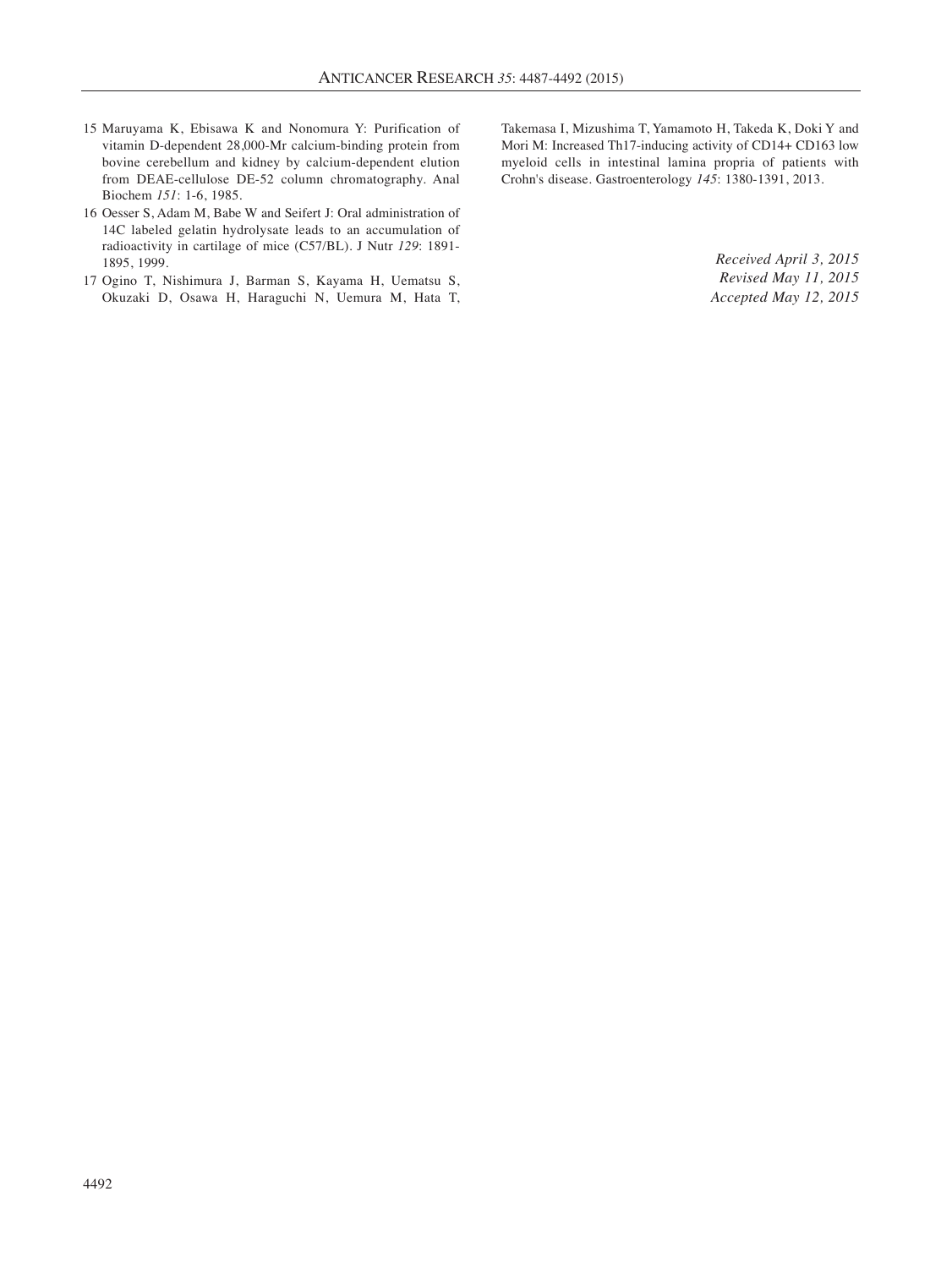15 Maruyama K, Ebisawa K and Nonomura Y: Purification of vitamin D-dependent 28,000-Mr calcium-binding protein from bovine cerebellum and kidney by calcium-dependent elution from DEAE-cellulose DE-52 column chromatography. Anal Biochem *151*: 1-6, 1985.

16 Oesser S, Adam M, Babe W and Seifert J: Oral administration of 14C labeled gelatin hydrolysate leads to an accumulation of radioactivity in cartilage of mice (C57/BL). J Nutr *129*: 1891-1895, 1999.

17 Ogino T, Nishimura J, Barman S, Kayama H, Uematsu S, Okuzaki D, Osawa H, Haraguchi N, Uemura M, Hata T, Takemasa I, Mizushima T, Yamamoto H, Takeda K, Doki Y and Mori M: Increased Th17-inducing activity of CD14+ CD163 low myeloid cells in intestinal lamina propria of patients with Crohn's disease. Gastroenterology *145*: 1380-1391, 2013.

*Received April 3, 2015*
*Revised May 11, 2015*
*Accepted May 12, 2015*